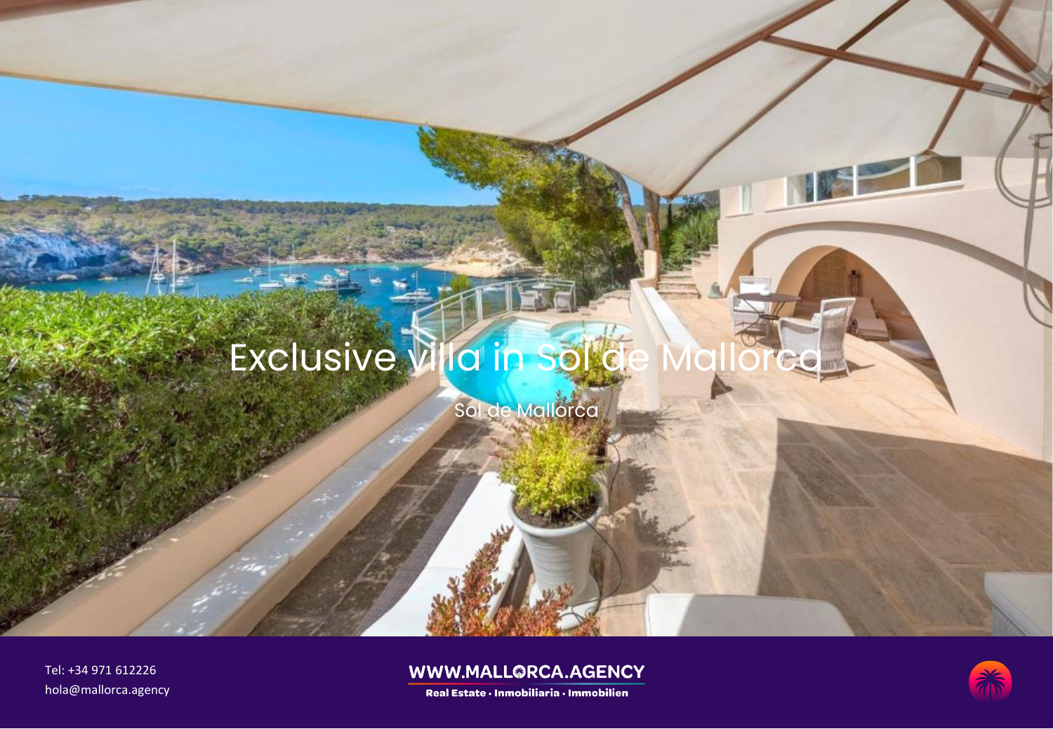# Exclusive villa in Sol de Mallorca

Sol de Mallorca

Tel: +34 971 612226
hola@mallorca.agency

WWW.MALLORCA.AGENCY
Real Estate · Inmobiliaria · Immobilien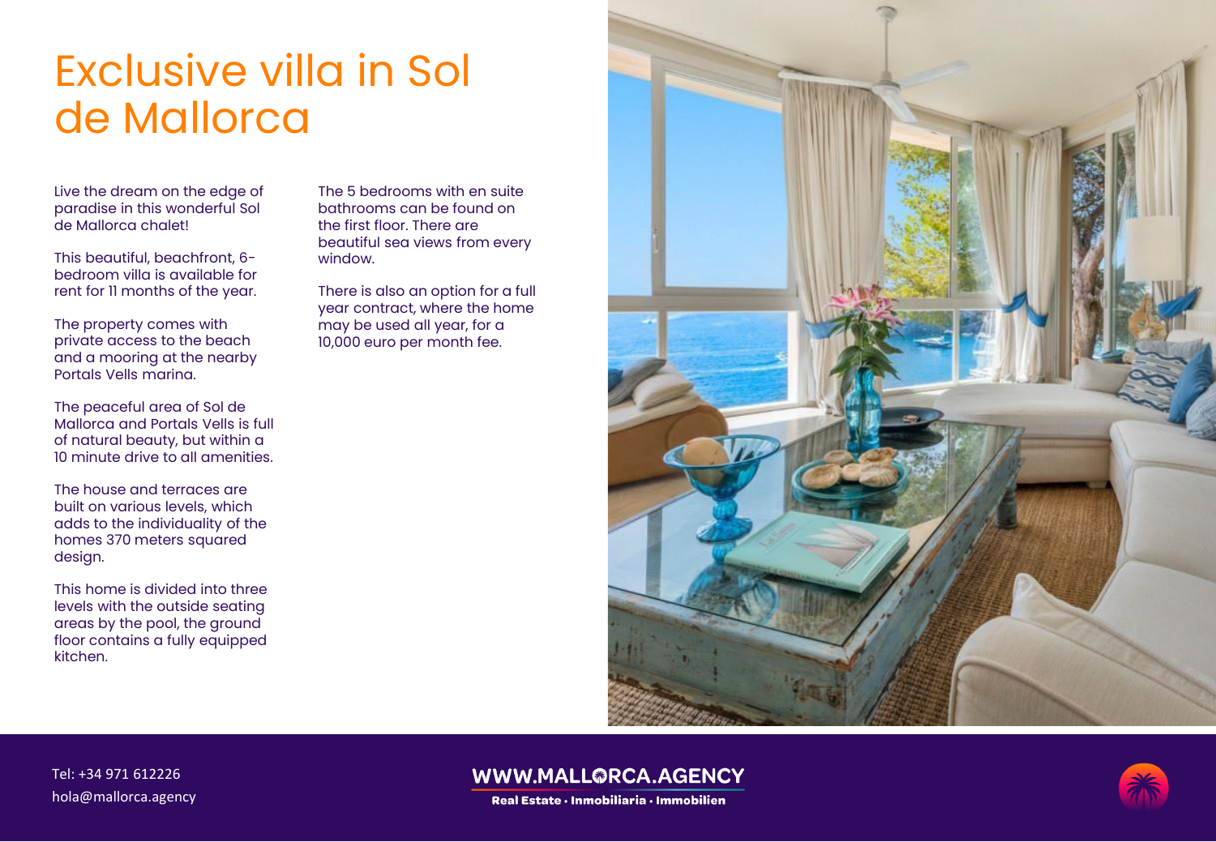# Exclusive villa in Sol de Mallorca

Live the dream on the edge of paradise in this wonderful Sol de Mallorca chalet!

This beautiful, beachfront, 6-bedroom villa is available for rent for 11 months of the year.

The property comes with private access to the beach and a mooring at the nearby Portals Vells marina.

The peaceful area of Sol de Mallorca and Portals Vells is full of natural beauty, but within a 10 minute drive to all amenities.

The house and terraces are built on various levels, which adds to the individuality of the homes 370 meters squared design.

This home is divided into three levels with the outside seating areas by the pool, the ground floor contains a fully equipped kitchen.

The 5 bedrooms with en suite bathrooms can be found on the first floor. There are beautiful sea views from every window.

There is also an option for a full year contract, where the home may be used all year, for a 10,000 euro per month fee.

Tel: +34 971 612226
hola@mallorca.agency

WWW.MALLORCA.AGENCY
Real Estate · Inmobiliaria · Immobilien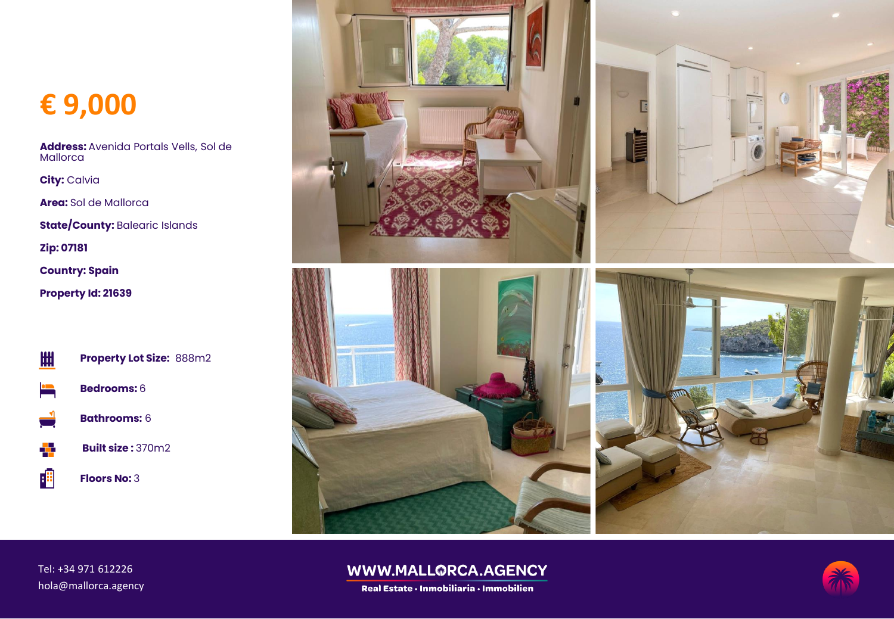# € 9,000

**Address:** Avenida Portals Vells, Sol de Mallorca

**City:** Calvia

**Area:** Sol de Mallorca

**State/County:** Balearic Islands

**Zip: 07181**

**Country: Spain**

**Property Id: 21639**

**Property Lot Size:** 888m2

**Bedrooms:** 6

**Bathrooms:** 6

**Built size :** 370m2

**Floors No:** 3

Tel: +34 971 612226
hola@mallorca.agency

WWW.MALLORCA.AGENCY
Real Estate · Inmobiliaria · Immobilien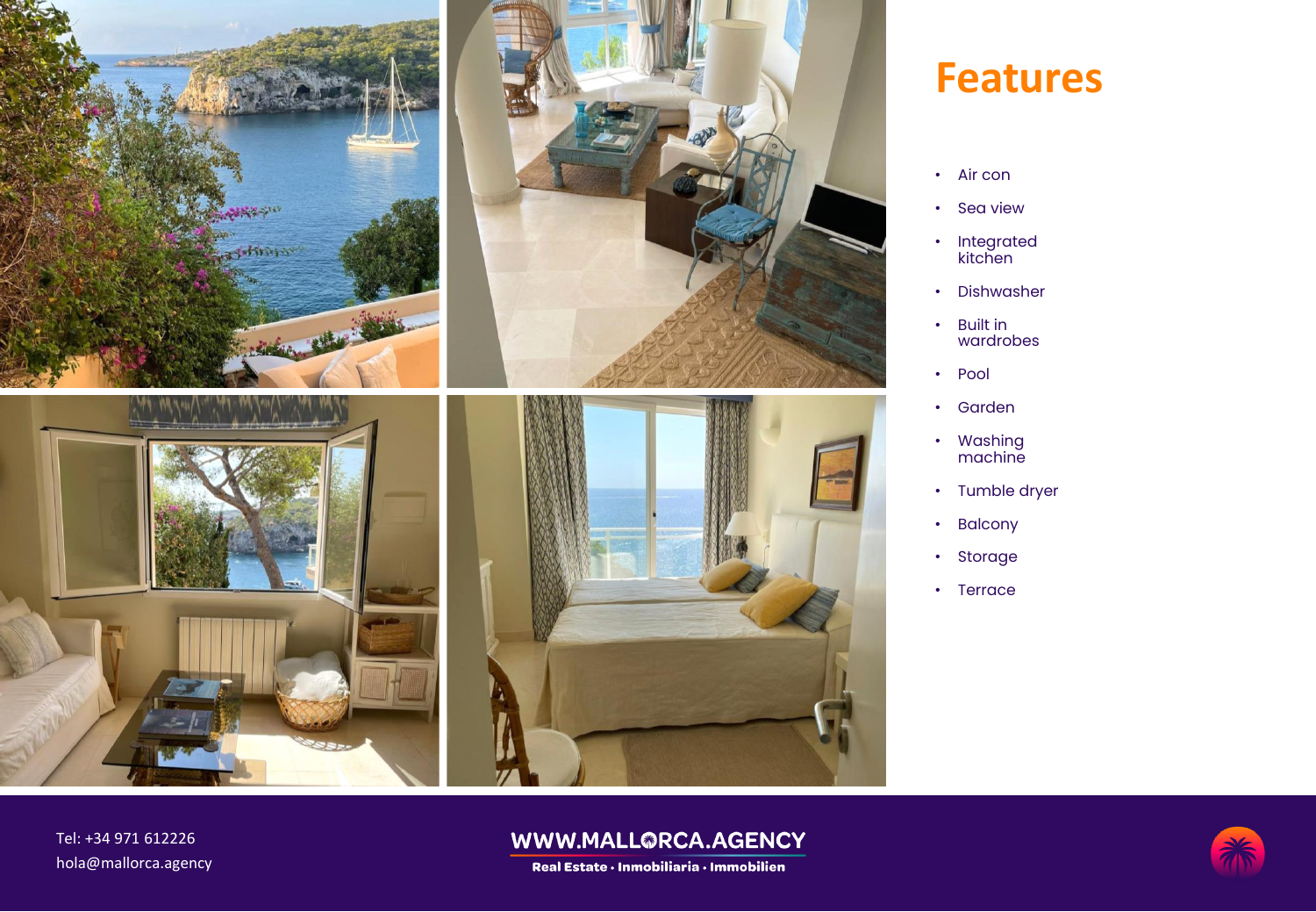# Features

- Air con
- Sea view
- Integrated kitchen
- Dishwasher
- Built in wardrobes
- Pool
- Garden
- Washing machine
- Tumble dryer
- Balcony
- Storage
- Terrace

Tel: +34 971 612226
hola@mallorca.agency

WWW.MALLORCA.AGENCY
Real Estate • Inmobiliaria • Immobilien